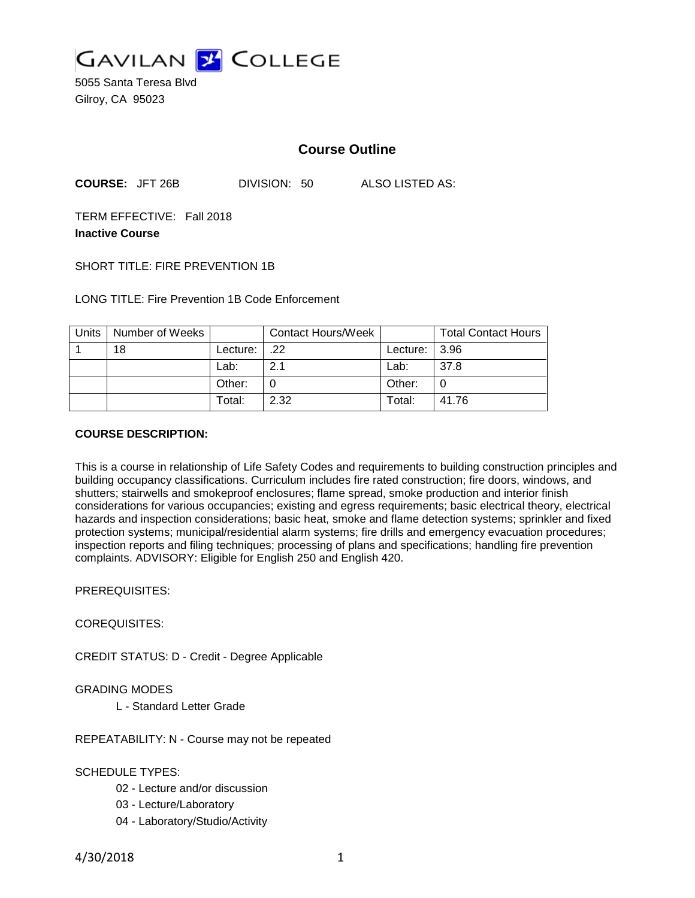GAVILAN COLLEGE
5055 Santa Teresa Blvd
Gilroy, CA 95023

# Course Outline

**COURSE:** JFT 26B DIVISION: 50 ALSO LISTED AS:

TERM EFFECTIVE: Fall 2018
**Inactive Course**

SHORT TITLE: FIRE PREVENTION 1B

LONG TITLE: Fire Prevention 1B Code Enforcement

| Units | Number of Weeks | | Contact Hours/Week | | Total Contact Hours |
|---|---|---|---|---|---|
| 1 | 18 | Lecture: | .22 | Lecture: | 3.96 |
| | | Lab: | 2.1 | Lab: | 37.8 |
| | | Other: | 0 | Other: | 0 |
| | | Total: | 2.32 | Total: | 41.76 |

**COURSE DESCRIPTION:**

This is a course in relationship of Life Safety Codes and requirements to building construction principles and building occupancy classifications. Curriculum includes fire rated construction; fire doors, windows, and shutters; stairwells and smokeproof enclosures; flame spread, smoke production and interior finish considerations for various occupancies; existing and egress requirements; basic electrical theory, electrical hazards and inspection considerations; basic heat, smoke and flame detection systems; sprinkler and fixed protection systems; municipal/residential alarm systems; fire drills and emergency evacuation procedures; inspection reports and filing techniques; processing of plans and specifications; handling fire prevention complaints. ADVISORY: Eligible for English 250 and English 420.

PREREQUISITES:

COREQUISITES:

CREDIT STATUS: D - Credit - Degree Applicable

GRADING MODES

L - Standard Letter Grade

REPEATABILITY: N - Course may not be repeated

SCHEDULE TYPES:

02 - Lecture and/or discussion
03 - Lecture/Laboratory
04 - Laboratory/Studio/Activity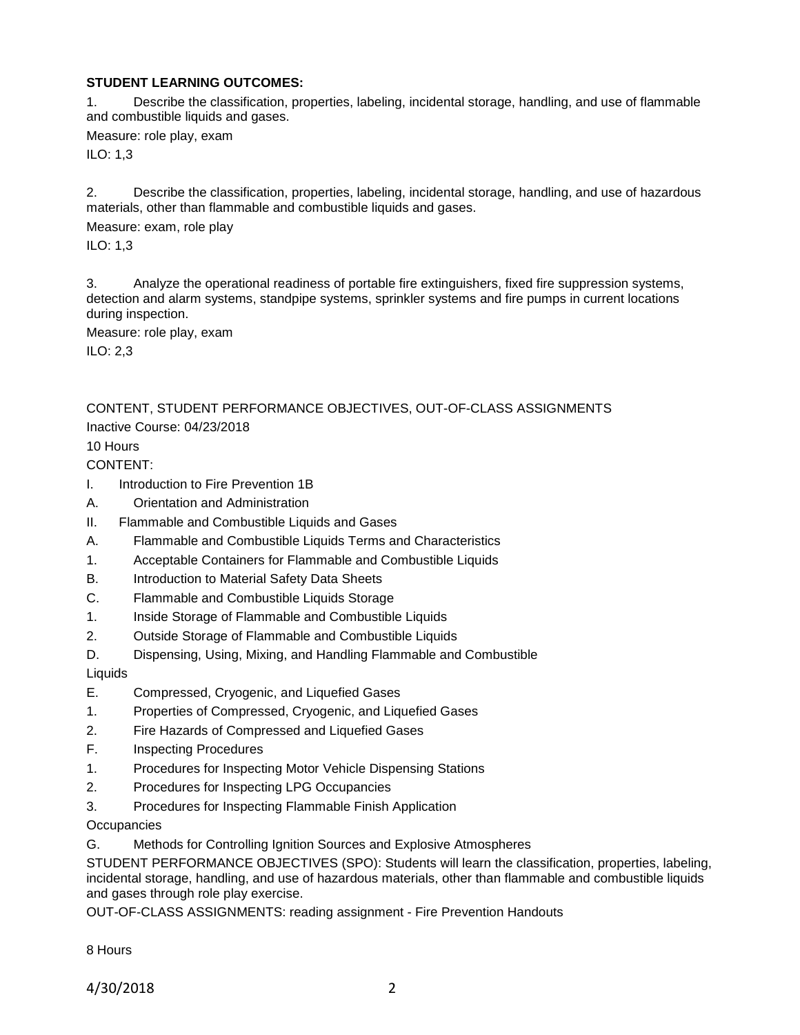**STUDENT LEARNING OUTCOMES:**

1. Describe the classification, properties, labeling, incidental storage, handling, and use of flammable and combustible liquids and gases.

Measure: role play, exam

ILO: 1,3

2. Describe the classification, properties, labeling, incidental storage, handling, and use of hazardous materials, other than flammable and combustible liquids and gases.

Measure: exam, role play

ILO: 1,3

3. Analyze the operational readiness of portable fire extinguishers, fixed fire suppression systems, detection and alarm systems, standpipe systems, sprinkler systems and fire pumps in current locations during inspection.

Measure: role play, exam

ILO: 2,3

CONTENT, STUDENT PERFORMANCE OBJECTIVES, OUT-OF-CLASS ASSIGNMENTS

Inactive Course: 04/23/2018

10 Hours

CONTENT:

I. Introduction to Fire Prevention 1B

A. Orientation and Administration

II. Flammable and Combustible Liquids and Gases

A. Flammable and Combustible Liquids Terms and Characteristics

1. Acceptable Containers for Flammable and Combustible Liquids

B. Introduction to Material Safety Data Sheets

C. Flammable and Combustible Liquids Storage

1. Inside Storage of Flammable and Combustible Liquids

2. Outside Storage of Flammable and Combustible Liquids

D. Dispensing, Using, Mixing, and Handling Flammable and Combustible Liquids

E. Compressed, Cryogenic, and Liquefied Gases

1. Properties of Compressed, Cryogenic, and Liquefied Gases

2. Fire Hazards of Compressed and Liquefied Gases

F. Inspecting Procedures

1. Procedures for Inspecting Motor Vehicle Dispensing Stations

2. Procedures for Inspecting LPG Occupancies

3. Procedures for Inspecting Flammable Finish Application Occupancies

G. Methods for Controlling Ignition Sources and Explosive Atmospheres

STUDENT PERFORMANCE OBJECTIVES (SPO): Students will learn the classification, properties, labeling, incidental storage, handling, and use of hazardous materials, other than flammable and combustible liquids and gases through role play exercise.

OUT-OF-CLASS ASSIGNMENTS: reading assignment - Fire Prevention Handouts

8 Hours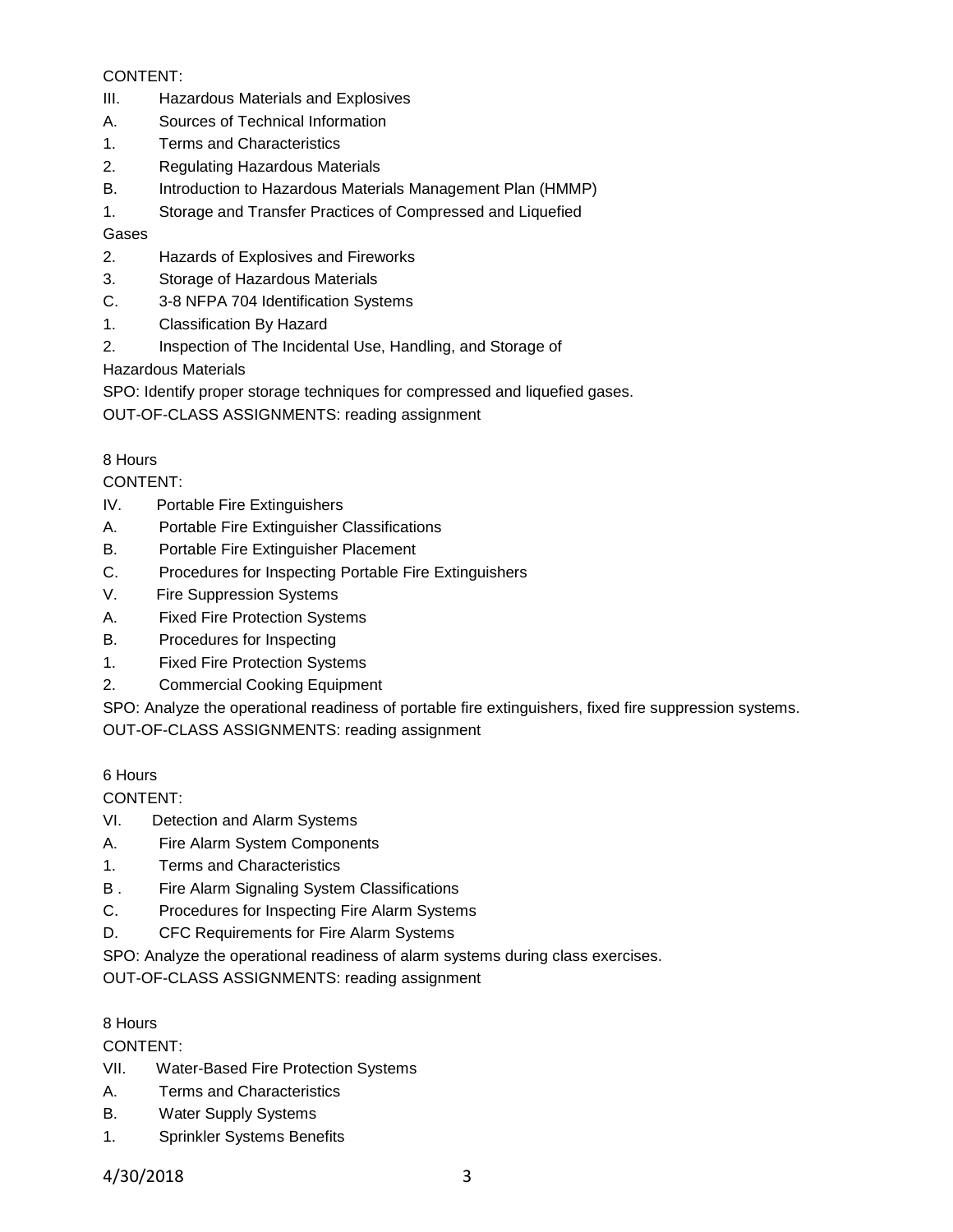CONTENT:

III. Hazardous Materials and Explosives

A. Sources of Technical Information

1. Terms and Characteristics

2. Regulating Hazardous Materials

B. Introduction to Hazardous Materials Management Plan (HMMP)

1. Storage and Transfer Practices of Compressed and Liquefied Gases

2. Hazards of Explosives and Fireworks

3. Storage of Hazardous Materials

C. 3-8 NFPA 704 Identification Systems

1. Classification By Hazard

2. Inspection of The Incidental Use, Handling, and Storage of Hazardous Materials

SPO: Identify proper storage techniques for compressed and liquefied gases.

OUT-OF-CLASS ASSIGNMENTS: reading assignment

8 Hours

CONTENT:

IV. Portable Fire Extinguishers

A. Portable Fire Extinguisher Classifications

B. Portable Fire Extinguisher Placement

C. Procedures for Inspecting Portable Fire Extinguishers

V. Fire Suppression Systems

A. Fixed Fire Protection Systems

B. Procedures for Inspecting

1. Fixed Fire Protection Systems

2. Commercial Cooking Equipment

SPO: Analyze the operational readiness of portable fire extinguishers, fixed fire suppression systems.

OUT-OF-CLASS ASSIGNMENTS: reading assignment

6 Hours

CONTENT:

VI. Detection and Alarm Systems

A. Fire Alarm System Components

1. Terms and Characteristics

B . Fire Alarm Signaling System Classifications

C. Procedures for Inspecting Fire Alarm Systems

D. CFC Requirements for Fire Alarm Systems

SPO: Analyze the operational readiness of alarm systems during class exercises.

OUT-OF-CLASS ASSIGNMENTS: reading assignment

8 Hours

CONTENT:

VII. Water-Based Fire Protection Systems

A. Terms and Characteristics

B. Water Supply Systems

1. Sprinkler Systems Benefits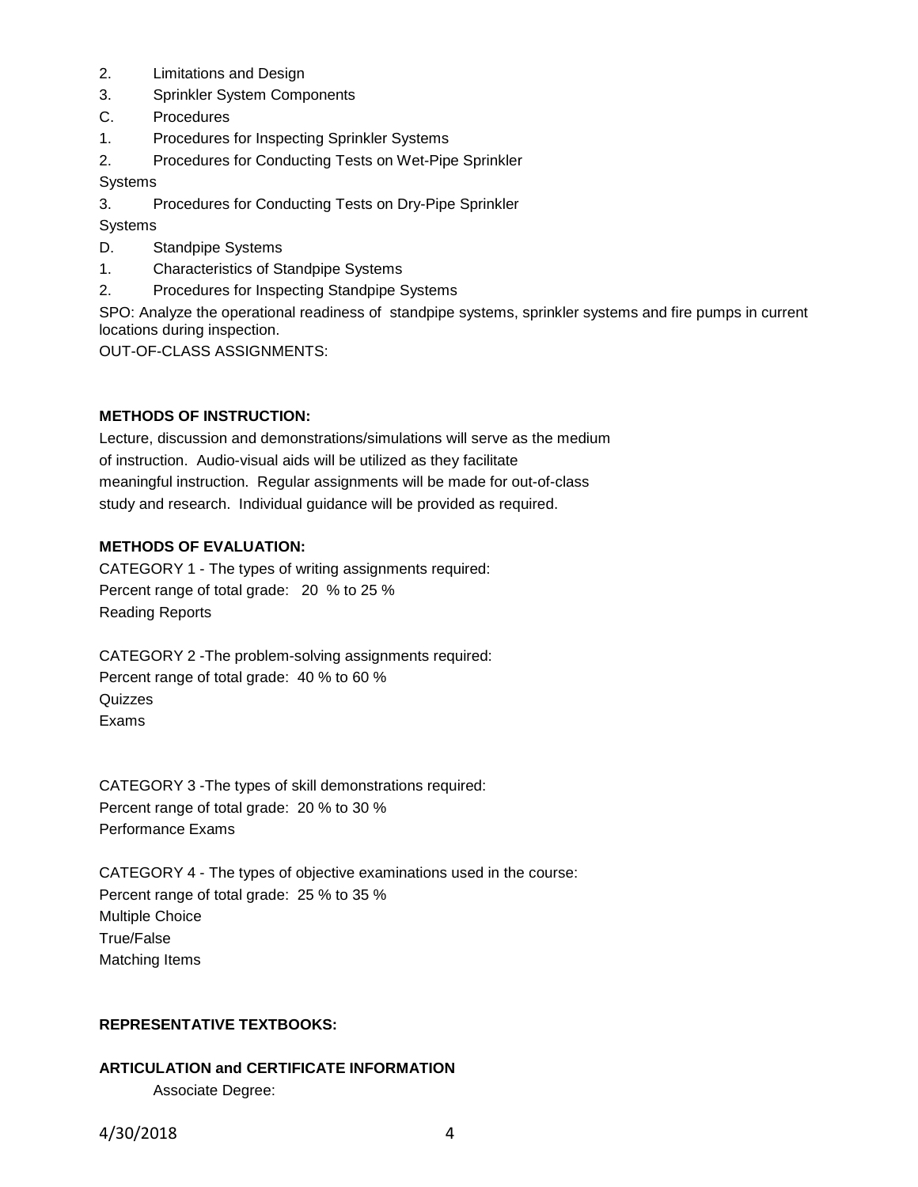2. Limitations and Design
3. Sprinkler System Components

C. Procedures

1. Procedures for Inspecting Sprinkler Systems
2. Procedures for Conducting Tests on Wet-Pipe Sprinkler Systems
3. Procedures for Conducting Tests on Dry-Pipe Sprinkler Systems

D. Standpipe Systems

1. Characteristics of Standpipe Systems
2. Procedures for Inspecting Standpipe Systems

SPO: Analyze the operational readiness of standpipe systems, sprinkler systems and fire pumps in current locations during inspection.

OUT-OF-CLASS ASSIGNMENTS:

**METHODS OF INSTRUCTION:**

Lecture, discussion and demonstrations/simulations will serve as the medium of instruction. Audio-visual aids will be utilized as they facilitate meaningful instruction. Regular assignments will be made for out-of-class study and research. Individual guidance will be provided as required.

**METHODS OF EVALUATION:**

CATEGORY 1 - The types of writing assignments required:
Percent range of total grade: 20 % to 25 %
Reading Reports

CATEGORY 2 -The problem-solving assignments required:
Percent range of total grade: 40 % to 60 %
Quizzes
Exams

CATEGORY 3 -The types of skill demonstrations required:
Percent range of total grade: 20 % to 30 %
Performance Exams

CATEGORY 4 - The types of objective examinations used in the course:
Percent range of total grade: 25 % to 35 %
Multiple Choice
True/False
Matching Items

**REPRESENTATIVE TEXTBOOKS:**

**ARTICULATION and CERTIFICATE INFORMATION**

Associate Degree: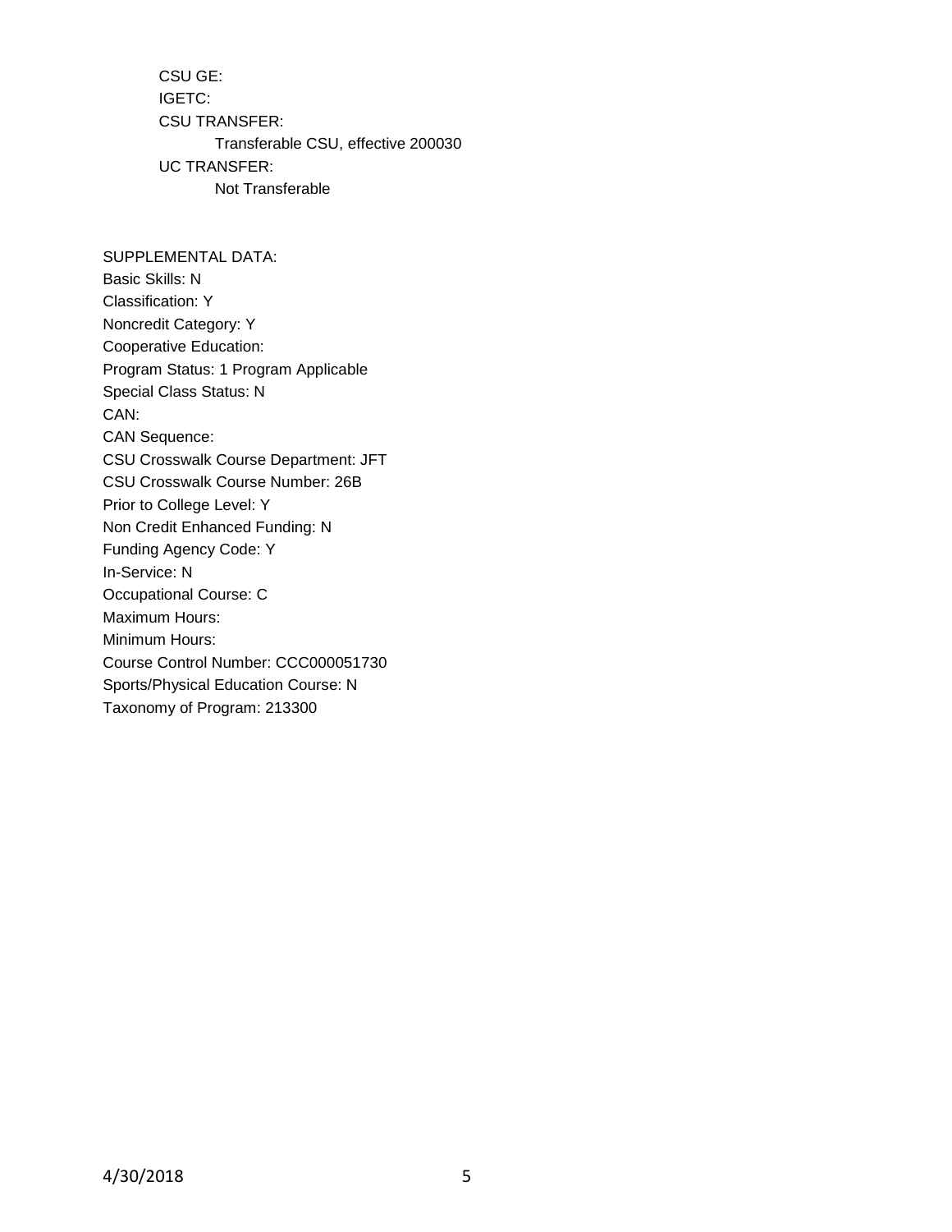CSU GE:

IGETC:

CSU TRANSFER:

Transferable CSU, effective 200030

UC TRANSFER:

Not Transferable

SUPPLEMENTAL DATA:
Basic Skills: N
Classification: Y
Noncredit Category: Y
Cooperative Education:
Program Status: 1 Program Applicable
Special Class Status: N
CAN:
CAN Sequence:
CSU Crosswalk Course Department: JFT
CSU Crosswalk Course Number: 26B
Prior to College Level: Y
Non Credit Enhanced Funding: N
Funding Agency Code: Y
In-Service: N
Occupational Course: C
Maximum Hours:
Minimum Hours:
Course Control Number: CCC000051730
Sports/Physical Education Course: N
Taxonomy of Program: 213300